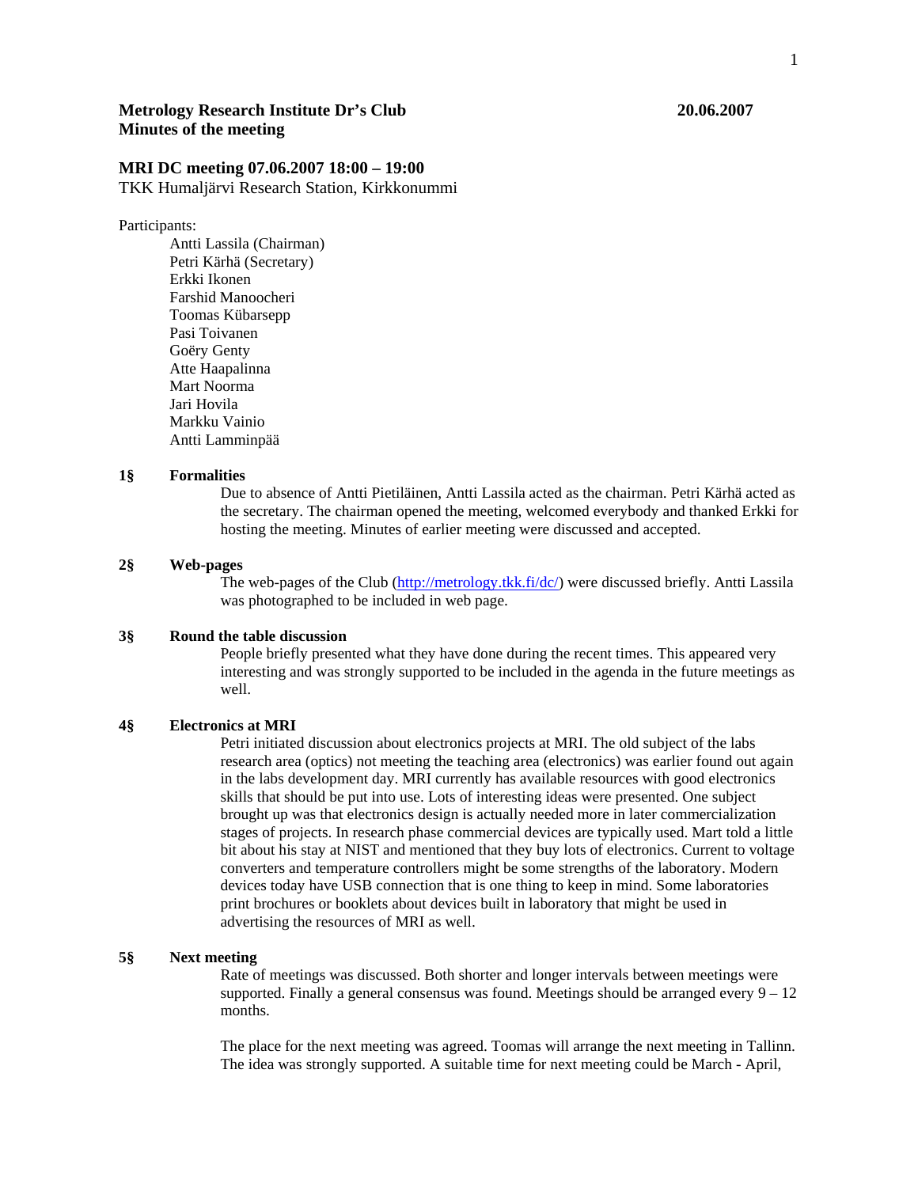**Metology Research Institute Dr's Club** **20.06.2007**
**Minutes of the meeting**

**MRI DC meeting 07.06.2007 18:00 – 19:00**
TKK Humaljärvi Research Station, Kirkkonummi

Participants:

- Antti Lassila (Chairman)
- Petri Kärhä (Secretary)
- Erkki Ikonen
- Farshid Manoocheri
- Toomas Kübarsepp
- Pasi Toivanen
- Goëry Genty
- Atte Haapalinna
- Mart Noorma
- Jari Hovila
- Markku Vainio
- Antti Lamminpää

**1§ Formalities**

Due to absence of Antti Pietiläinen, Antti Lassila acted as the chairman. Petri Kärhä acted as the secretary. The chairman opened the meeting, welcomed everybody and thanked Erkki for hosting the meeting. Minutes of earlier meeting were discussed and accepted.

**2§ Web-pages**

The web-pages of the Club (http://metrology.tkk.fi/dc/) were discussed briefly. Antti Lassila was photographed to be included in web page.

**3§ Round the table discussion**

People briefly presented what they have done during the recent times. This appeared very interesting and was strongly supported to be included in the agenda in the future meetings as well.

**4§ Electronics at MRI**

Petri initiated discussion about electronics projects at MRI. The old subject of the labs research area (optics) not meeting the teaching area (electronics) was earlier found out again in the labs development day. MRI currently has available resources with good electronics skills that should be put into use. Lots of interesting ideas were presented. One subject brought up was that electronics design is actually needed more in later commercialization stages of projects. In research phase commercial devices are typically used. Mart told a little bit about his stay at NIST and mentioned that they buy lots of electronics. Current to voltage converters and temperature controllers might be some strengths of the laboratory. Modern devices today have USB connection that is one thing to keep in mind. Some laboratories print brochures or booklets about devices built in laboratory that might be used in advertising the resources of MRI as well.

**5§ Next meeting**

Rate of meetings was discussed. Both shorter and longer intervals between meetings were supported. Finally a general consensus was found. Meetings should be arranged every 9 – 12 months.

The place for the next meeting was agreed. Toomas will arrange the next meeting in Tallinn. The idea was strongly supported. A suitable time for next meeting could be March - April,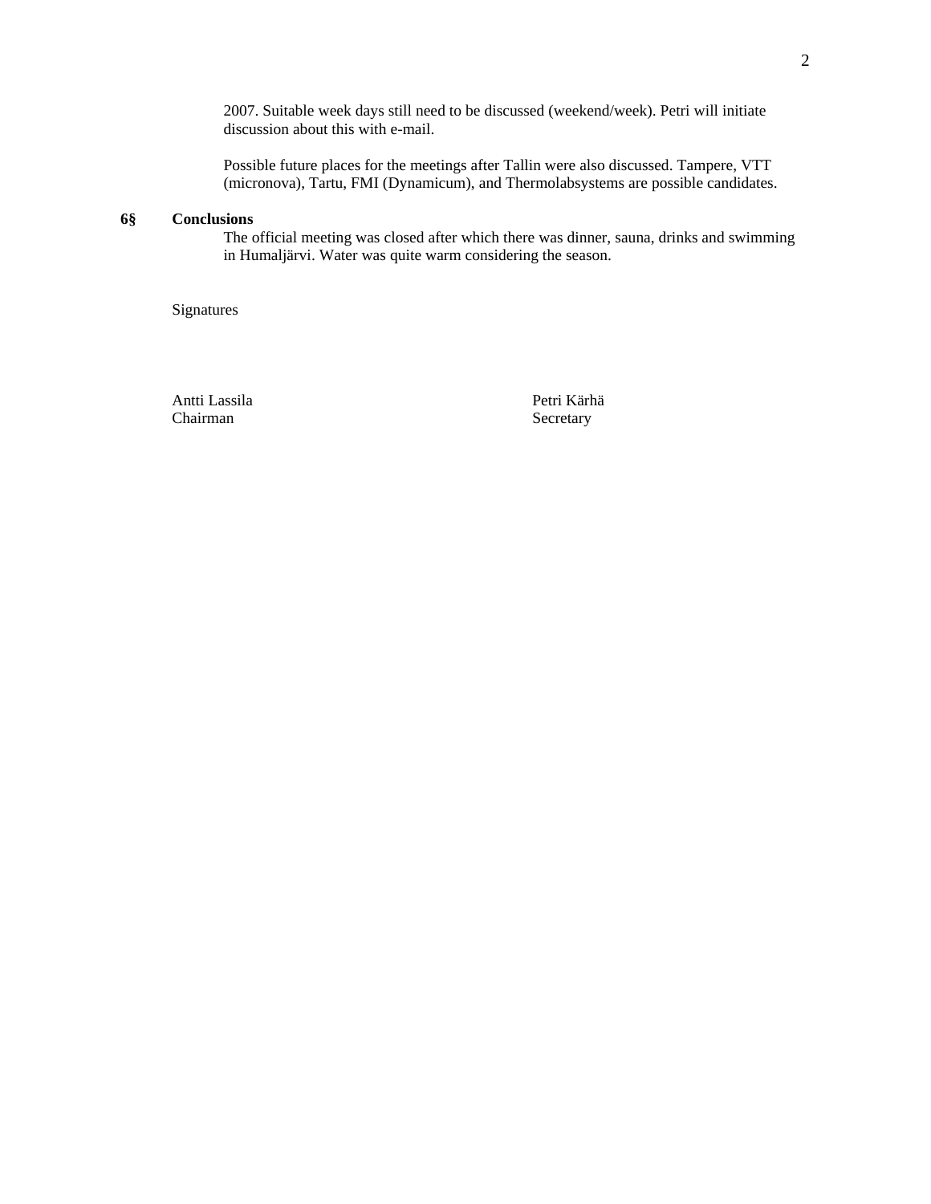2007. Suitable week days still need to be discussed (weekend/week). Petri will initiate discussion about this with e-mail.

Possible future places for the meetings after Tallin were also discussed. Tampere, VTT (micronova), Tartu, FMI (Dynamicum), and Thermolabsystems are possible candidates.

**6§ Conclusions**

The official meeting was closed after which there was dinner, sauna, drinks and swimming in Humaljärvi. Water was quite warm considering the season.

Signatures

| | |
|---|---|
| Antti Lassila | Petri Kärhä |
| Chairman | Secretary |